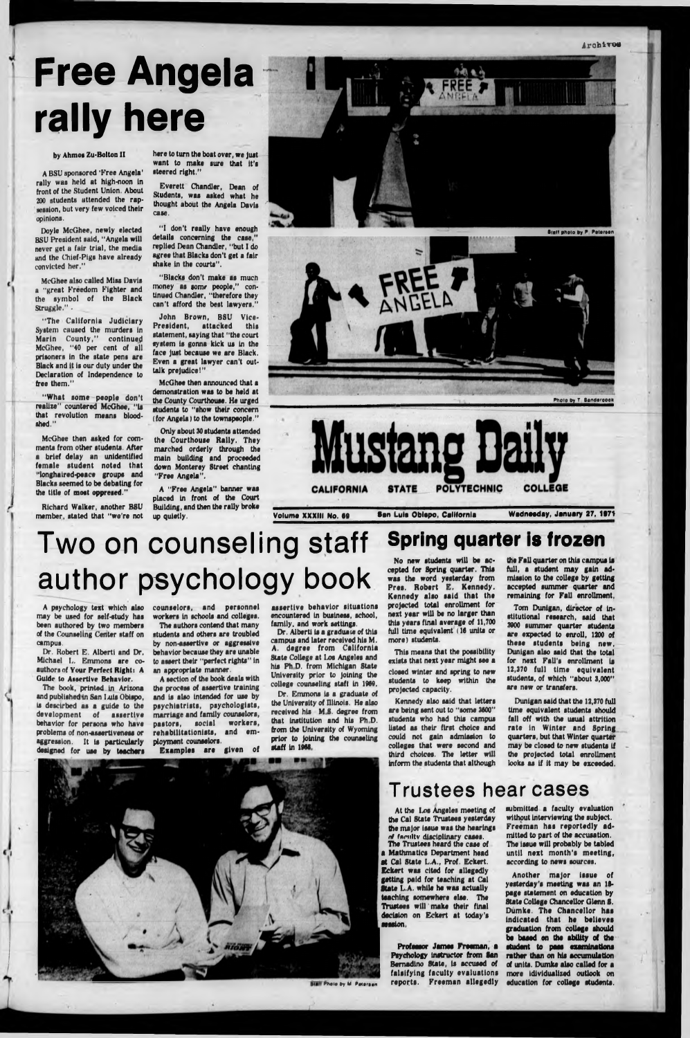# Free Angela rally here

by Ahmos Zu-Bolton II

A BSU sponsored 'Free Angela' rally was held at high-noon in front of the Student Union. About 200 students attended the rap-session, but very few voiced their opinions.

Doyle McGhee, newly elected BSU President said, "Angela will never get a fair trial, the media and the Chief-Pigs have already convicted her."

McGhee also called Miss Davis a "great Freedom Fighter and the symbol of the Black Struggle."

"The California Judiciary System caused the murders in Marin County," continued McGhee, "40 per cent of all prisoners in the state pens are Black and it is our duty under the Declaration of Independence to free them."

"What some people don't realize" countered McGhee, "is that revolution means bloodshed."

McGhee then asked for comments from other students. After a brief delay an unidentified female student noted that "longhaired-peace groups and Blacks seemed to be debating for the title of most oppresed."

Richard Walker, another BSU member, stated that "we're not here to turn the boat over, we just want to make sure that it's steered right."

Everett Chandler, Dean of Students, was asked what he thought about the Angela Davis case.

"I don't really have enough details concerning the case," replied Dean Chandler, "but I do agree that Blacks don't get a fair shake in the courts".

"Blacks don't make as much money as some people," continued Chandler, "therefore they can't afford the best lawyers."

John Brown, BSU Vice-President, attacked this statement, saying that "the court system is gonna kick us in the face just because we are Black. Even a great lawyer can't out-talk prejudice!"

McGhee then announced that a demonstration was to be held at the County Courthouse. He urged students to "show their concern (for Angela) to the townspeople."

Only about 30 students attended the Courthouse Rally. They marched orderly through the main building and proceeded down Monterey Street chanting "Free Angela".

A "Free Angela" banner was placed in front of the Court Building, and then the rally broke up quietly.

Staff photo by P. Petersen

Photo by T. Sandercock

# Mustang Daily

CALIFORNIA STATE POLYTECHNIC COLLEGE

Volume XXXIII No. 69 — San Luis Obispo, California — Wednesday, January 27, 1971

# Two on counseling staff author psychology book

A psychology text which also may be used for self-study has been authored by two members of the Counseling Center staff on campus.

Dr. Robert E. Alberti and Dr. Michael L. Emmons are co-authors of **Your Perfect Right: A Guide to Assertive Behavior.**

The book, printed in Arizona and published in San Luis Obispo, is described as a guide to the development of assertive behavior for persons who have problems of non-assertiveness or aggression. It is particularly designed for use by teachers counselors, and personnel workers in schools and colleges.

The authors contend that many students and others are troubled by non-assertive or aggressive behavior because they are unable to assert their "perfect rights" in an appropriate manner.

A section of the book deals with the process of assertive training and is also intended for use by psychiatrists, psychologists, marriage and family counselors, pastors, social workers, rehabilitationists, and employment counselors.

Examples are given of assertive behavior situations encountered in business, school, family, and work settings.

Dr. Alberti is a graduate of this campus and later received his M. A. degree from California State College at Los Angeles and his Ph.D. from Michigan State University prior to joining the college counseling staff in 1969.

Dr. Emmons is a graduate of the University of Illinois. He also received his M.S. degree from that institution and his Ph.D. from the University of Wyoming prior to joining the counseling staff in 1968.

Staff Photo by M. Petersen

## Spring quarter is frozen

No new students will be accepted for Spring quarter. This was the word yesterday from Pres. Robert E. Kennedy. Kennedy also said that the projected total enrollment for next year will be no larger than this years final average of 11,700 full time equivalent (16 units or more) students.

This means that the possibility exists that next year might see a closed winter and spring to new students to keep within the projected capacity.

Kennedy also said that letters are being sent out to "some 3600" students who had this campus listed as their first choice and could not gain admission to colleges that were second and third choices. The letter will inform the students that although the Fall quarter on this campus is full, a student may gain admission to the college by getting accepted summer quarter and remaining for Fall enrollment.

Tom Dunigan, director of institutional research, said that 3900 summer quarter students are expected to enroll, 1200 of these students being new. Dunigan also said that the total for next Fall's enrollment is 12,370 full time equivalent students, of which "about 3,000" are new or transfers.

Dunigan said that the 12,370 full time equivalent students should fall off with the usual attrition rate in Winter and Spring quarters, but that Winter quarter may be closed to new students if the projected total enrollment looks as if it may be exceeded.

## Trustees hear cases

At the Los Angeles meeting of the Cal State Trustees yesterday the major issue was the hearings of faculty disciplinary cases.

The Trustees heard the case of a Mathematics Department head at Cal State L.A., Prof. Eckert. Eckert was cited for allegedly getting paid for teaching at Cal State L.A. while he was actually teaching somewhere else. The Trustees will make their final decision on Eckert at today's session.

Professor James Freeman, a Psychology instructor from San Bernadino State, is accused of falsifying faculty evaluations reports. Freeman allegedly submitted a faculty evaluation without interviewing the subject. Freeman has reportedly admitted to part of the accusation. The issue will probably be tabled until next month's meeting, according to news sources.

Another major issue of yesterday's meeting was an 18-page statement on education by State College Chancellor Glenn S. Dumke. The Chancellor has indicated that he believes graduation from college should be based on the ability of the student to pass examinations rather than on his accumulation of units. Dumke also called for a more idividualized outlook on education for college students.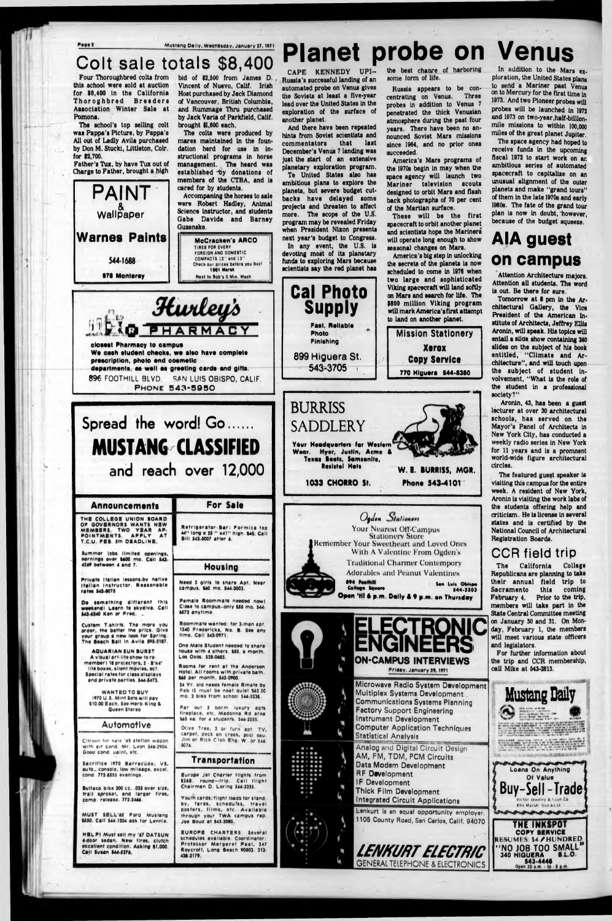# Colt sale totals $8,400

Four Thoroughbred colts from this school were sold at auction for $8,400 in the California Thoroghbred Breeders Association Winter Sale at Pomona.

The school's top selling colt was Pappa's Picture, by Pappa's All out of Ladly Avila purchased by Don M. Stucki, Littleton, Colr. for $2,700.

Father's Tux, by have Tux out of Charge to Father, brought a high bid of $2,500 from James D. Vincent of Nuevo, Calif. Irish Host purchased by Jack Diamond of Vancouver, British Columbia, and Rummage Thru purchased by Jack Varia of Parkfield, Calif. brought $1,600 each.

The colts were produced by mares maintained in the foundation herd for use in instructional programs in horse management. The heard was established by donations of members of the CTBA, and is cared for by students.

Accompaning the horses to sale were Robert Hadley, Animal Science instructor, and students Gabe Davide and Barney Guzenske.

**PAINT & Wallpaper**
**Warnes Paints**
544-1688
978 Monterey

**McCracken's ARCO**
TIRES FOR EVERY FOREIGN AND DOMESTIC COMPACTS 12" and 13"
Check our prices before you buy!
1961 Marsh
Next to Bob's 5 Min. Wash

**Hurley's PHARMACY**
closest Pharmacy to campus
We cash student checks, we also have complete prescription, photo and cosmetic departments, as well as greeting cards and gifts.
896 FOOTHILL BLVD. SAN LUIS OBISPO, CALIF.
PHONE 543-5950

**Spread the word! Go...... MUSTANG CLASSIFIED and reach over 12,000**

## Announcements

THE COLLEGE UNION BOARD OF GOVERNORS WANTS NEW MEMBERS. TWO YEAR APPOINTMENTS. APPLY AT T.C.U. FEB. 5th DEADLINE.

Summer jobs limited openings, earnings over $600 mo. Call 543-4269 between 4 and 7.

Private Italian lessons by native Italian instructor. Reasonable rates 543-8075

Do something different this weekend! Learn to skydive. Call 543-6340 Ken or Fred.

Custom T-shirts. The more you order, the better the price. Give your group a new look for Spring. The Beach Ball in Avila 595-2187.

AQUARIAN SUN BURST
A visual art-lite show to remember! 18 projectors, 2-8'x4' lite boxes, silent movies, ect. Special rates for class displays and private parties. 544-8473.

WANTED TO BUY
1970 U.S. Mint Sets will pay $10.00 Each. See Herb King & Queen Stereo

## Automotive

Citroen for sale '65 station wagon with air cond. Mr. Leon 546-2904. Good cond. paint, etc.

Sacrifice 1970 Barracuda, V8, auto., console, low mileage, excel. cond. 772-8555 evenings.

Bultaco bike 200 cc. .028 over size, frail sproket, and larger tires, comp. release. 773-2466.

MUST SELL '65 Ford Mustang $850. Call 544-1204 ask for Lennie.

HELP! Must sell my '67 DATSUN 4-door sedan. New tires, clutch excellent condition. Asking $1,000. Call Susan 544-8376.

## For Sale

Refrigerator-Bar: Formica top 44" long x 25" x 41" high. $40. Call Bill 543-8007 after 6.

## Housing

Need 2 girls to share Apt. Near campus. $60 mo. 544-3003.

Female Roommate needed now! Close to campus--only $55 mo. 544-6872 anytime.

Roommate wanted: for 3-man apt. 1340 Fredericks, No. B. See any time. Call 543-0971.

One Male Student needed to share house with 4 others. $50. a month. Los Osos. 528-0685.

Rooms for rent at the Anderson Hotel. All rooms with private bath. $65 per month. 543-0900.

24 Yr. old needs female Rmate by Feb 15 must be neat quiet $42.50 mo. 3 blks from school 544-5338.

Far out 2 bdrm luxury apts fireplace, etc. Madonna Rd area $65 ea. for 4 students. 544-2335.

Olive Tree, 2 br furn apt. TV, carpet, deck on creek, pool sau. Jim or Rick Club Eng. W. or 544-5076.

## Transportation

Europe Jet Charter flights from $248. round-trip. Call flight Chairman D. Loring 544-2255.

Youth cards, flight loads for stand-by, fares, schedules, travel posters, films, etc. Available through your TWA campus rep. Joe Boud at 543-3080.

EUROPE CHARTERS. Several schedules available. Coordinator: Professor Margaret Paal, 247 Roycroft, Long Beach 90803. 213-438-2179.

# Planet probe on Venus

CAPE KENNEDY UPI-- Russia's successful landing of an automated probe on Venus gives the Soviets at least a five-year lead over the United States in the exploration of the surface of another planet.

And there have been repeated hints from Soviet scientists and commentators that last December's Venus 7 landing was just the start of an extensive planetary exploration program.

Te United States also has ambitious plans to explore the planets, but severe budget cutbacks have delayed some projects and threaten to affect more. The scope of the U.S. program may be revealed Friday when President Nixon presents next year's budget to Congress.

In any event, the U.S. is devoting most of its planetary funds to exploring Mars because scientists say the red planet has the best chance of harboring some form of life.

Russia appears to be concentrating on Venus. Three probes in addition to Venus 7 penetrated the thick Venusian atmosphere during the past four years. There have been no announced Soviet Mars missions since 1964, and no prior ones succeeded.

America's Mars programs of the 1970s begin in may when the space agency will launch two Mariner television scouts designed to orbit Mars and flash back photographs of 70 per cent of the Martian surface.

These will be the first spacecraft to orbit another planet and scientists hope the Mariners will operate long enough to show seasonal changes on Mars.

America's big step in unlocking the secrets of the planets is now scheduled to come in 1976 when two large and sophisticated Viking spacecraft will land softly on Mars and search for life. The $800 million Viking program will mark America's first attempt to land on another planet.

In addition to the Mars exploration, the United States plans to send a Mariner past Venus on to Mercury for the first time in 1973. And two Pioneer probes will probes will be launched in 1972 and 1973 on two-year, half-billion-mile missions to within 100,000 miles of the great planet Jupiter.

The space agency had hoped to receive funds in the upcoming fiscal 1972 to start work on an ambitious series of automated spacecraft to capitalize on an unusual alignment of the outer planets and make "grand tours" of them in the late 1970s and early 1980s. The fate of the grand tour plan is now in doubt, however, because of the budget squeeze.

**Cal Photo Supply**
Fast, Reliable Photo Finishing
899 Higuera St.
543-3705

**Mission Stationery**
Xerox Copy Service
770 Higuera 544-8350

# AIA guest on campus

Attention Architecture majors. Attention all students. The word is out. Be there for sure.

Tomorrow at 8 pm in the Architectural Gallery, the Vice President of the American Institute of Architects, Jeffrey Ellis Aronin, will speak. His topics will entail a slide show containing 240 slides on the subject of his book entitled, "Climate and Architecture", and will touch upon the subject of student involvement, "What is the role of the student in a professional society?"

Aronin, 43, has been a guest lecturer at over 30 architectural schools, has served on the Mayor's Panel of Architects in New York City, has conducted a weekly radio series in New York for 11 years and is a promnent world-wide figure architectural circles.

The featured guest speaker is visiting this campus for the entire week. A resident of New York, Aronin is visiting the work labs of the students offering help and criticism. He is license in several states and is certified by the National Council of Architectural Registration Boards.

# CCR field trip

The California College Republicans are planning to take their annual field trip to Sacramento this coming February 4. Prior to the trip, members will take part in the State Central Committee meeting on January 30 and 31. On Monday, February 1, the members will meet various state officers and legislators.

For further information about the trip and CCR membership, call Mike at 543-2813.

**BURRISS SADDLERY**
Your Headquarters for Western Wear. Hyer, Justin, Acme & Texas Boots, Samsonite, Resistol Hats
W. E. BURRISS, MGR.
1033 CHORRO St. Phone 543-4101

**Ogden Stationers**
Your Nearest Off-Campus Stationery Store
Remember Your Sweetheart and Loved Ones With A Valentine From Ogden's
Traditional Charmer Contempory Adorables and Peanut Valentines
894 Foothill College Square
San Luis Obispo 544-3303
Open 'til 6 p.m. Daily & 9 p.m. on Thursday

**ELECTRONIC ENGINEERS**
**ON-CAMPUS INTERVIEWS**
Friday, January 29, 1971

Microwave Radio System Development
Multiplex Systems Development
Communications Systems Planning
Factory Support Engineering
Instrument Development
Computer Application Techniques
Statistical Analysis

Analog and Digital Circuit Design
AM, FM, TDM, PCM Circuits
Data Modem Development
RF Development
IF Development
Thick Film Development
Integrated Circuit Applications

Lenkurt is an equal opportunity employer.
1105 County Road, San Carlos, Calif. 94070

**LENKURT ELECTRIC**
GENERAL TELEPHONE & ELECTRONICS

**Loans On Anything Of Value**
**Buy-Sell-Trade**
Victor Jewelry & Loan Co.
990 Marsh 544-6134

**THE INKSPOT**
COPY SERVICE
RESUMES $4/HUNDRED
"NO JOB TOO SMALL"
340 HIGUERA S.L.O.
543-4446
Open 10 a.m. - to 6 p.m.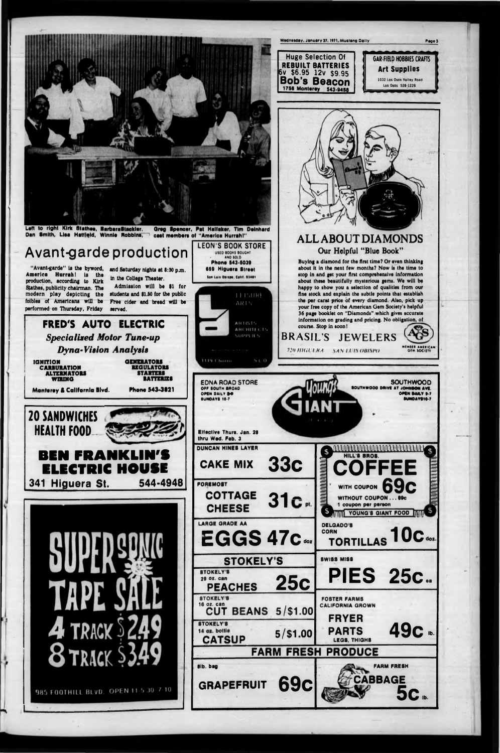Left to right Kirk Stathes, BarbaraStackler, Greg Spencer, Pat Halfaker, Tim Delnhard Dan Smith, Lisa Hatfield, Winnie Robbins, cast members of "America Hurrah!"

# Avant-garde production

"Avant-garde" is the byword, America Hurrah! is the production, according to Kirk Stathes, publicity chairman. The modern play depicting the foibles of Americans will be performed on Thursday, Friday and Saturday nights at 8:30 p.m. in the College Theater.

Admission will be $1 for students and $1.50 for the public. Free cider and bread will be served.

---

**LEON'S BOOK STORE**
USED BOOKS BOUGHT AND SOLD
Phone 543-5039
659 Higuera Street
San Luis Obispo, Calif. 93401

---

LEISURE ARTS
ARTISTS ARCHITECTS SUPPLIES
1119 Chorro S.L.O.

---

**FRED'S AUTO ELECTRIC**
*Specialized Motor Tune-up*
*Dyna-Vision Analysis*

| IGNITION | GENERATORS |
|---|---|
| CARBURATION | REGULATORS |
| ALTERNATORS | STARTERS |
| WIRING | BATTERIES |

Monterey & California Blvd. Phone 543-3821

---

**20 SANDWICHES**
**HEALTH FOOD**

**BEN FRANKLIN'S ELECTRIC HOUSE**
341 Higuera St. 544-4948

---

**SUPERSONIC TAPE SALE**
4 TRACK $2.49
8 TRACK $3.49

985 FOOTHILL BLVD. OPEN 11-5:30 7-10

---

Huge Selection Of
**REBUILT BATTERIES**
6v $6.95 12v $9.95
**Bob's Beacon**
1756 Monterey 543-9458

---

GAR-FIELD HOBBIES CRAFTS
**Art Supplies**
1032 Los Osos Valley Road
Los Osos 528-1226

---

## ALL ABOUT DIAMONDS
### Our Helpful "Blue Book"

Buying a diamond for the first time? Or even thinking about it in the next few months? Now is the time to stop in and get your first comprehensive information about these beautifully mysterious gems. We will be happy to show you a selection of qualities from our fine stock and explain the subtle points that establish the per carat price of every diamond. Also, pick up your free copy of the American Gem Society's helpful 36 page booklet on "Diamonds" which gives accurate information on grading and pricing. No obligation, of course. Stop in soon!

**BRASIL'S JEWELERS**
720 HIGUERA SAN LUIS OBISPO
MEMBER AMERICAN GEM SOCIETY

---

EDNA ROAD STORE
OFF SOUTH BROAD
OPEN DAILY 9-9
SUNDAYS 10-7

**Young's GIANT**

SOUTHWOOD
SOUTHWOOD DRIVE AT JOHNSON AVE.
OPEN DAILY 9-9
SUNDAYS 10-7

Effective Thurs. Jan. 28 thru Wed. Feb. 3

DUNCAN HINES LAYER **CAKE MIX 33c**

FOREMOST **COTTAGE CHEESE 31c** pt.

LARGE GRADE AA **EGGS 47c** doz

**STOKELY'S**

STOKELY'S 29 oz. can **PEACHES 25c**

STOKELY'S 16 oz. can **CUT BEANS 5/$1.00**

STOKELY'S 14 oz. bottle **CATSUP 5/$1.00**

HILL'S BROS. **COFFEE** WITH COUPON **69c**
WITHOUT COUPON ... 89c
1 coupon per person
YOUNG'S GIANT FOOD

DELGADO'S CORN **TORTILLAS 10c** doz.

SWISS MISS **PIES 25c** ea.

FOSTER FARMS CALIFORNIA GROWN **FRYER PARTS** LEGS, THIGHS **49c** lb.

**FARM FRESH PRODUCE**

8lb. bag **GRAPEFRUIT 69c**

FARM FRESH **CABBAGE 5c** lb.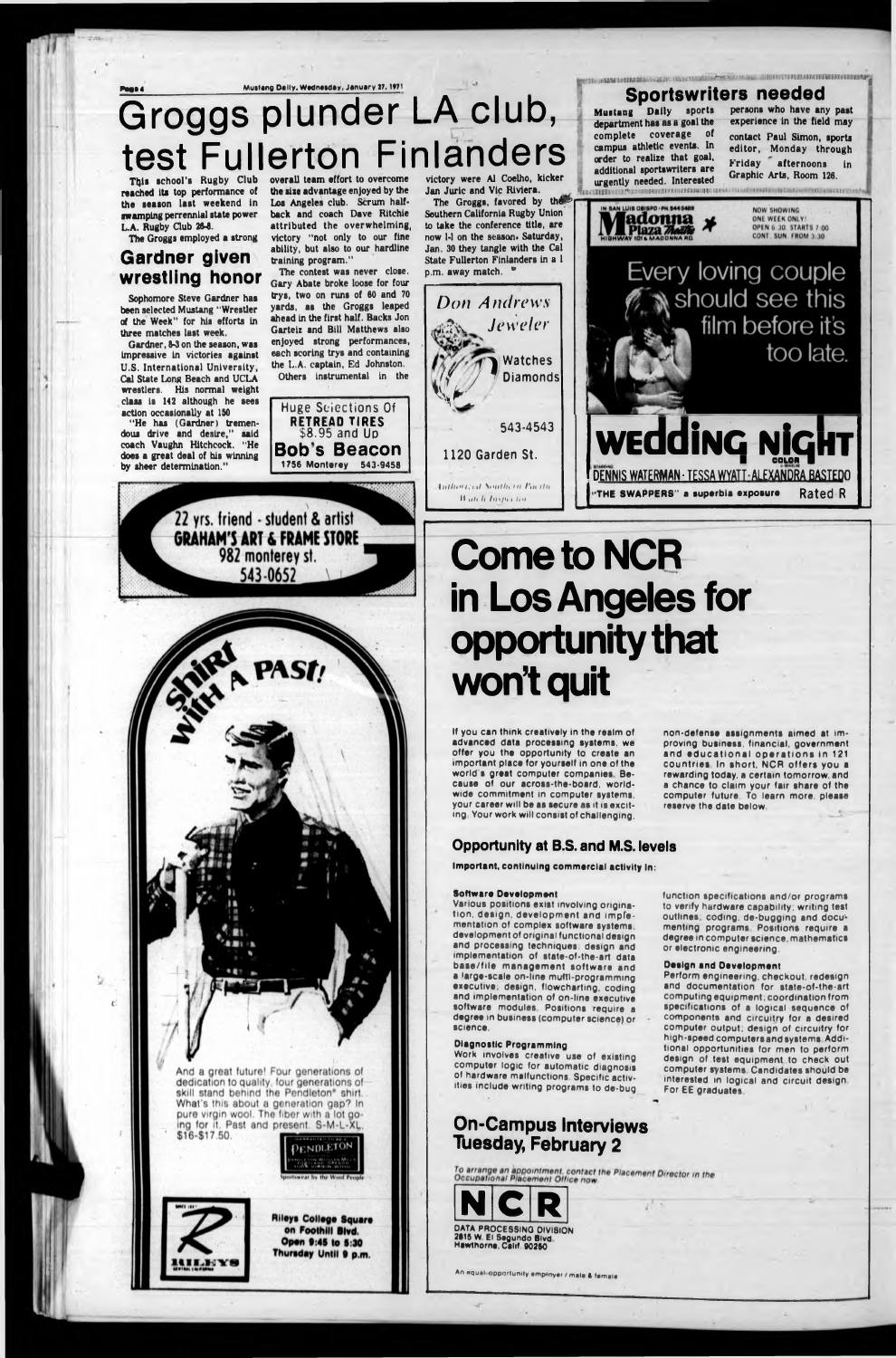# Groggs plunder LA club, test Fullerton Finlanders

This school's Rugby Club reached its top performance of the season last weekend in swamping perennial state power L.A. Rugby Club 26-6.

The Groggs employed a strong overall team effort to overcome the size advantage enjoyed by the Los Angeles club. Scrum half-back and coach Dave Ritchie attributed the overwhelming victory "not only to our fine ability, but also to our hardline training program."

The contest was never close. Gary Abate broke loose for four trys, two on runs of 60 and 70 yards, as the Groggs leaped ahead in the first half. Backs Jon Garteiz and Bill Matthews also enjoyed strong performances, each scoring trys and containing the L.A. captain, Ed Johnston.

Others instrumental in the victory were Al Coelho, kicker Jan Juric and Vic Riviera.

The Groggs, favored by the Southern California Rugby Union to take the conference title, are now 1-1 on the season. Saturday, Jan. 30 they tangle with the Cal State Fullerton Finlanders in a 1 p.m. away match.

## Gardner given wrestling honor

Sophomore Steve Gardner has been selected Mustang "Wrestler of the Week" for his efforts in three matches last week.

Gardner, 8-3 on the season, was impressive in victories against U.S. International University, Cal State Long Beach and UCLA wrestlers. His normal weight class is 142 although he sees action occasionally at 150.

"He has (Gardner) tremendous drive and desire," said coach Vaughn Hitchcock. "He does a great deal of his winning by sheer determination."

## Sportswriters needed

Mustang Daily sports department has as a goal the complete coverage of campus athletic events. In order to realize that goal, additional sportswriters are urgently needed. Interested persons who have any past experience in the field may contact Paul Simon, sports editor, Monday through Friday afternoons in Graphic Arts, Room 126.

Huge Selections Of
**RETREAD TIRES**
$8.95 and Up
**Bob's Beacon**
1756 Monterey 543-9458

*Don Andrews Jeweler*
Watches
Diamonds
543-4543
1120 Garden St.
Authorized Southern Pacific Watch Inspection

IN SAN LUIS OBISPO - PH 544-3488
Madonna Plaza Theatre
HIGHWAY 101 & MADONNA RD.
NOW SHOWING
ONE WEEK ONLY!
OPEN 6:30 STARTS 7:00
CONT. SUN. FROM 3:30

Every loving couple should see this film before it's too late.

**WEDDING NIGHT**
COLOR
STARRING DENNIS WATERMAN · TESSA WYATT · ALEXANDRA BASTEDO
"THE SWAPPERS" a superbia exposure Rated R

22 yrs. friend - student & artist
**GRAHAM'S ART & FRAME STORE**
982 monterey st.
543-0652

**Shirt with a PAST!**

And a great future! Four generations of dedication to quality, four generations of skill stand behind the Pendleton® shirt. What's this about a generation gap? In pure virgin wool. The fiber with a lot going for it. Past and present. S-M-L-XL. $16-$17.50.

PENDLETON
Sportswear by the Wool People

**Rileys College Square on Foothill Blvd.**
**Open 9:45 to 5:30**
**Thursday Until 9 p.m.**

# Come to NCR in Los Angeles for opportunity that won't quit

If you can think creatively in the realm of advanced data processing systems, we offer you the opportunity to create an important place for yourself in one of the world's great computer companies. Because of our across-the-board, worldwide commitment in computer systems, your career will be as secure as it is exciting. Your work will consist of challenging, non-defense assignments aimed at improving business, financial, government and educational operations in 121 countries. In short, NCR offers you a rewarding today, a certain tomorrow, and a chance to claim your fair share of the computer future. To learn more, please reserve the date below.

## Opportunity at B.S. and M.S. levels

**Important, continuing commercial activity in:**

**Software Development**
Various positions exist involving origination, design, development and implementation of complex software systems, development of original functional design and processing techniques; design and implementation of state-of-the-art data base/file management software and a large-scale on-line multi-programming executive; design, flowcharting, coding and implementation of on-line executive software modules. Positions require a degree in business (computer science) or science.

**Diagnostic Programming**
Work involves creative use of existing computer logic for automatic diagnosis of hardware malfunctions. Specific activities include writing programs to de-bug function specifications and/or programs to verify hardware capability; writing test outlines, coding, de-bugging and documenting programs. Positions require a degree in computer science, mathematics or electronic engineering.

**Design and Development**
Perform engineering, checkout, redesign and documentation for state-of-the-art computing equipment; coordination from specifications of a logical sequence of components and circuitry for a desired computer output; design of circuitry for high-speed computers and systems. Additional opportunities for men to perform design of test equipment to check out computer systems. Candidates should be interested in logical and circuit design. For EE graduates.

## On-Campus Interviews Tuesday, February 2

*To arrange an appointment, contact the Placement Director in the Occupational Placement Office now.*

NCR
DATA PROCESSING DIVISION
2815 W. El Segundo Blvd.
Hawthorne, Calif. 90250

An equal-opportunity employer / male & female